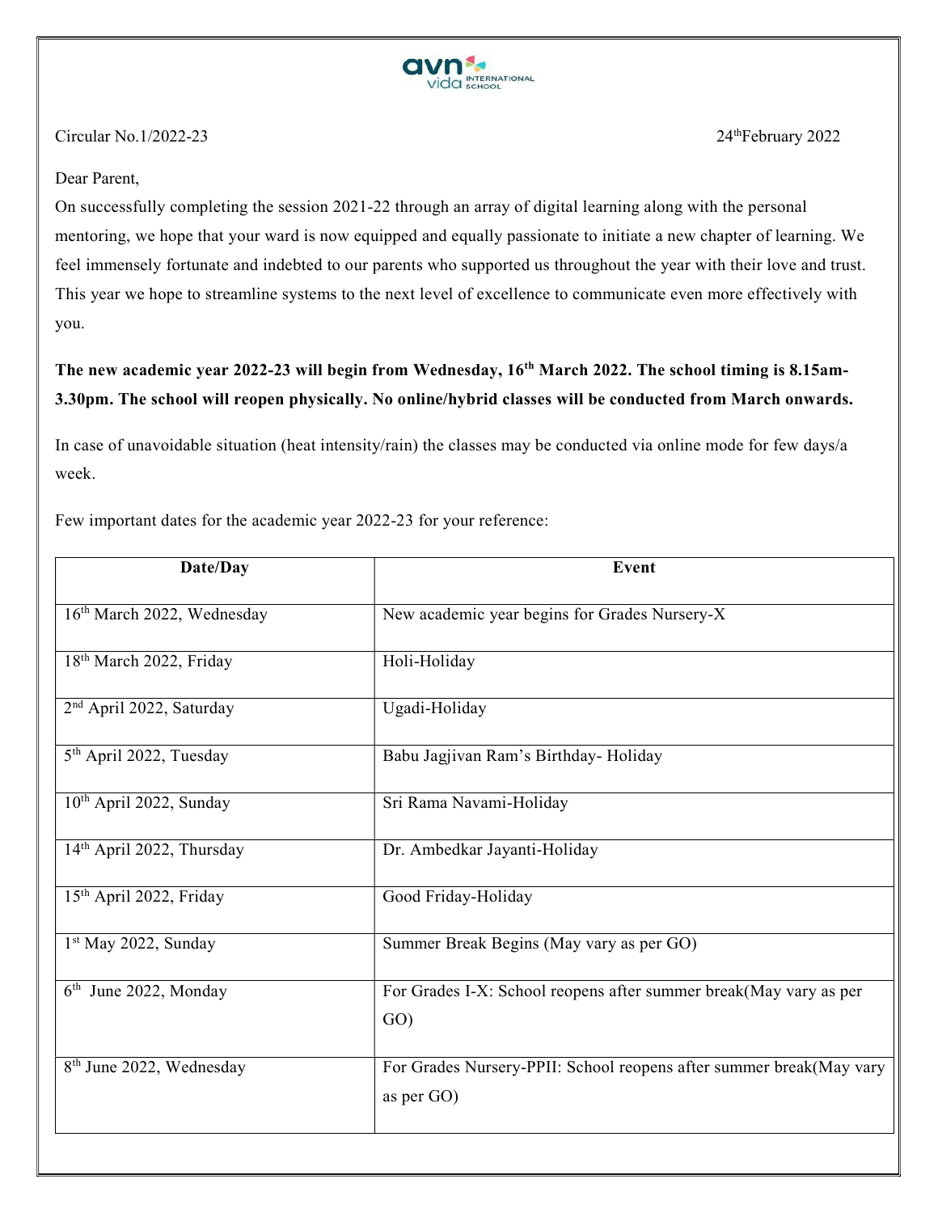Circular No.1/2022-23

24th February 2022

Dear Parent,

On successfully completing the session 2021-22 through an array of digital learning along with the personal mentoring, we hope that your ward is now equipped and equally passionate to initiate a new chapter of learning. We feel immensely fortunate and indebted to our parents who supported us throughout the year with their love and trust. This year we hope to streamline systems to the next level of excellence to communicate even more effectively with you.

**The new academic year 2022-23 will begin from Wednesday, 16th March 2022. The school timing is 8.15am-3.30pm. The school will reopen physically. No online/hybrid classes will be conducted from March onwards.**

In case of unavoidable situation (heat intensity/rain) the classes may be conducted via online mode for few days/a week.

Few important dates for the academic year 2022-23 for your reference:

| Date/Day | Event |
|---|---|
| 16th March 2022, Wednesday | New academic year begins for Grades Nursery-X |
| 18th March 2022, Friday | Holi-Holiday |
| 2nd April 2022, Saturday | Ugadi-Holiday |
| 5th April 2022, Tuesday | Babu Jagjivan Ram's Birthday- Holiday |
| 10th April 2022, Sunday | Sri Rama Navami-Holiday |
| 14th April 2022, Thursday | Dr. Ambedkar Jayanti-Holiday |
| 15th April 2022, Friday | Good Friday-Holiday |
| 1st May 2022, Sunday | Summer Break Begins (May vary as per GO) |
| 6th June 2022, Monday | For Grades I-X: School reopens after summer break(May vary as per GO) |
| 8th June 2022, Wednesday | For Grades Nursery-PPII: School reopens after summer break(May vary as per GO) |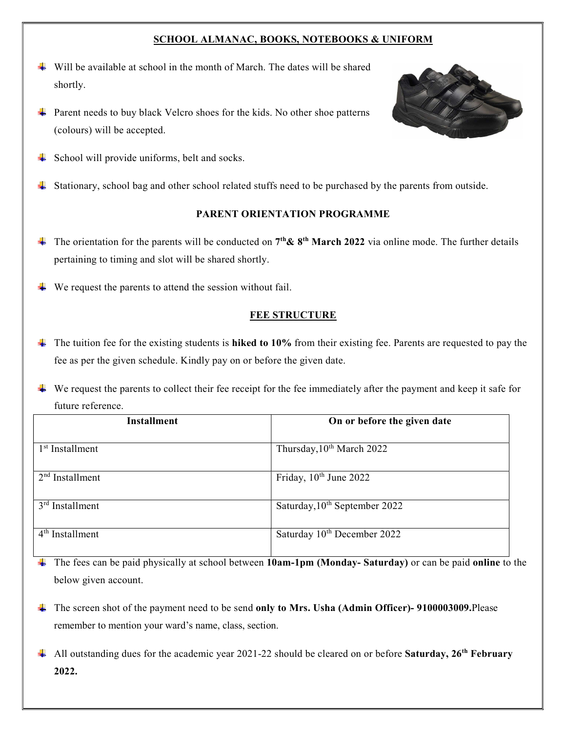## SCHOOL ALMANAC, BOOKS, NOTEBOOKS & UNIFORM

- Will be available at school in the month of March. The dates will be shared shortly.
- Parent needs to buy black Velcro shoes for the kids. No other shoe patterns (colours) will be accepted.
- School will provide uniforms, belt and socks.
- Stationary, school bag and other school related stuffs need to be purchased by the parents from outside.

## PARENT ORIENTATION PROGRAMME

- The orientation for the parents will be conducted on **7th& 8th March 2022** via online mode. The further details pertaining to timing and slot will be shared shortly.
- We request the parents to attend the session without fail.

## FEE STRUCTURE

- The tuition fee for the existing students is **hiked to 10%** from their existing fee. Parents are requested to pay the fee as per the given schedule. Kindly pay on or before the given date.
- We request the parents to collect their fee receipt for the fee immediately after the payment and keep it safe for future reference.

| Installment | On or before the given date |
|---|---|
| 1st Installment | Thursday,10th March 2022 |
| 2nd Installment | Friday, 10th June 2022 |
| 3rd Installment | Saturday,10th September 2022 |
| 4th Installment | Saturday 10th December 2022 |

- The fees can be paid physically at school between **10am-1pm (Monday- Saturday)** or can be paid **online** to the below given account.
- The screen shot of the payment need to be send **only to Mrs. Usha (Admin Officer)- 9100003009.** Please remember to mention your ward's name, class, section.
- All outstanding dues for the academic year 2021-22 should be cleared on or before **Saturday, 26th February 2022.**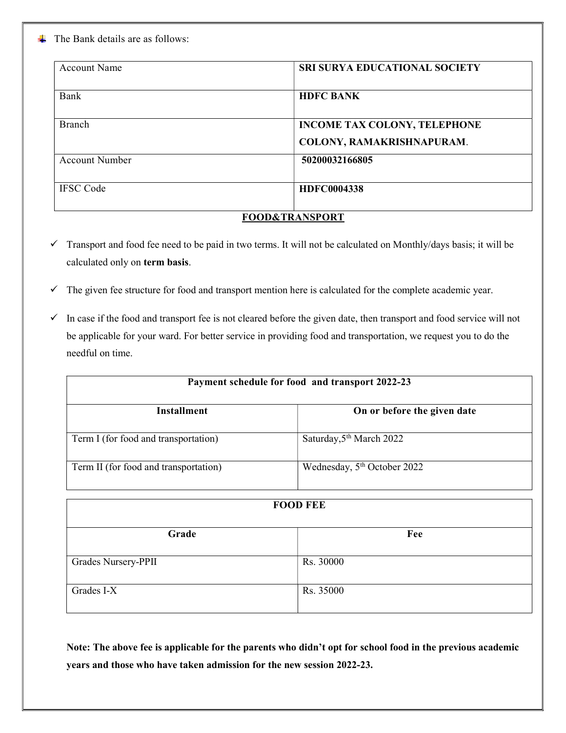- The Bank details are as follows:

| Account Name | **SRI SURYA EDUCATIONAL SOCIETY** |
|---|---|
| Bank | **HDFC BANK** |
| Branch | **INCOME TAX COLONY, TELEPHONE COLONY, RAMAKRISHNAPURAM**. |
| Account Number | **50200032166805** |
| IFSC Code | **HDFC0004338** |

**FOOD&TRANSPORT**

- ✓ Transport and food fee need to be paid in two terms. It will not be calculated on Monthly/days basis; it will be calculated only on **term basis**.
- ✓ The given fee structure for food and transport mention here is calculated for the complete academic year.
- ✓ In case if the food and transport fee is not cleared before the given date, then transport and food service will not be applicable for your ward. For better service in providing food and transportation, we request you to do the needful on time.

| **Payment schedule for food and transport 2022-23** | |
|---|---|
| **Installment** | **On or before the given date** |
| Term I (for food and transportation) | Saturday,5th March 2022 |
| Term II (for food and transportation) | Wednesday, 5th October 2022 |

| **FOOD FEE** | |
|---|---|
| **Grade** | **Fee** |
| Grades Nursery-PPII | Rs. 30000 |
| Grades I-X | Rs. 35000 |

**Note: The above fee is applicable for the parents who didn't opt for school food in the previous academic years and those who have taken admission for the new session 2022-23.**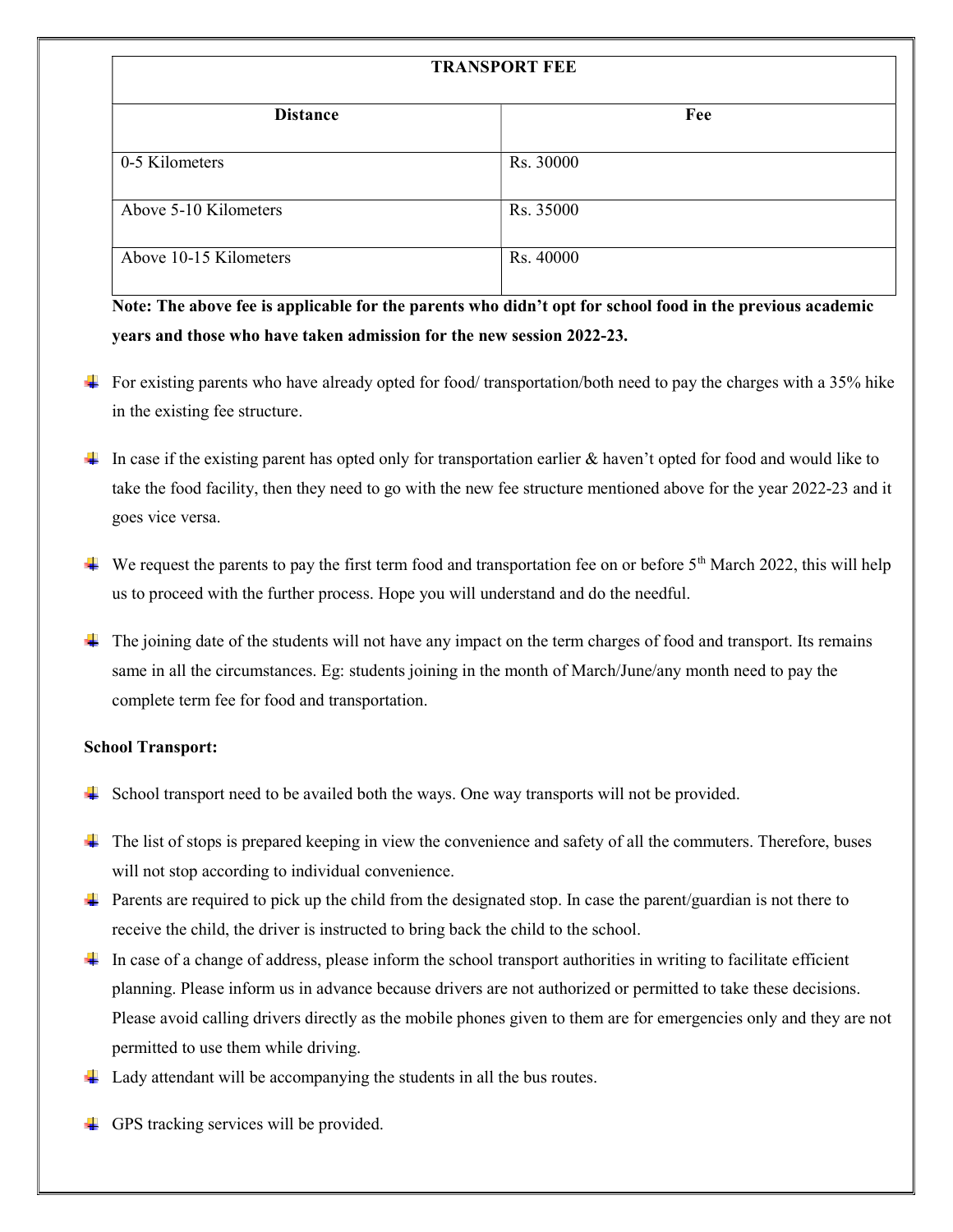| TRANSPORT FEE | |
|---|---|
| **Distance** | **Fee** |
| 0-5 Kilometers | Rs. 30000 |
| Above 5-10 Kilometers | Rs. 35000 |
| Above 10-15 Kilometers | Rs. 40000 |

**Note: The above fee is applicable for the parents who didn't opt for school food in the previous academic years and those who have taken admission for the new session 2022-23.**

- For existing parents who have already opted for food/ transportation/both need to pay the charges with a 35% hike in the existing fee structure.
- In case if the existing parent has opted only for transportation earlier & haven't opted for food and would like to take the food facility, then they need to go with the new fee structure mentioned above for the year 2022-23 and it goes vice versa.
- We request the parents to pay the first term food and transportation fee on or before 5th March 2022, this will help us to proceed with the further process. Hope you will understand and do the needful.
- The joining date of the students will not have any impact on the term charges of food and transport. Its remains same in all the circumstances. Eg: students joining in the month of March/June/any month need to pay the complete term fee for food and transportation.

**School Transport:**

- School transport need to be availed both the ways. One way transports will not be provided.
- The list of stops is prepared keeping in view the convenience and safety of all the commuters. Therefore, buses will not stop according to individual convenience.
- Parents are required to pick up the child from the designated stop. In case the parent/guardian is not there to receive the child, the driver is instructed to bring back the child to the school.
- In case of a change of address, please inform the school transport authorities in writing to facilitate efficient planning. Please inform us in advance because drivers are not authorized or permitted to take these decisions. Please avoid calling drivers directly as the mobile phones given to them are for emergencies only and they are not permitted to use them while driving.
- Lady attendant will be accompanying the students in all the bus routes.
- GPS tracking services will be provided.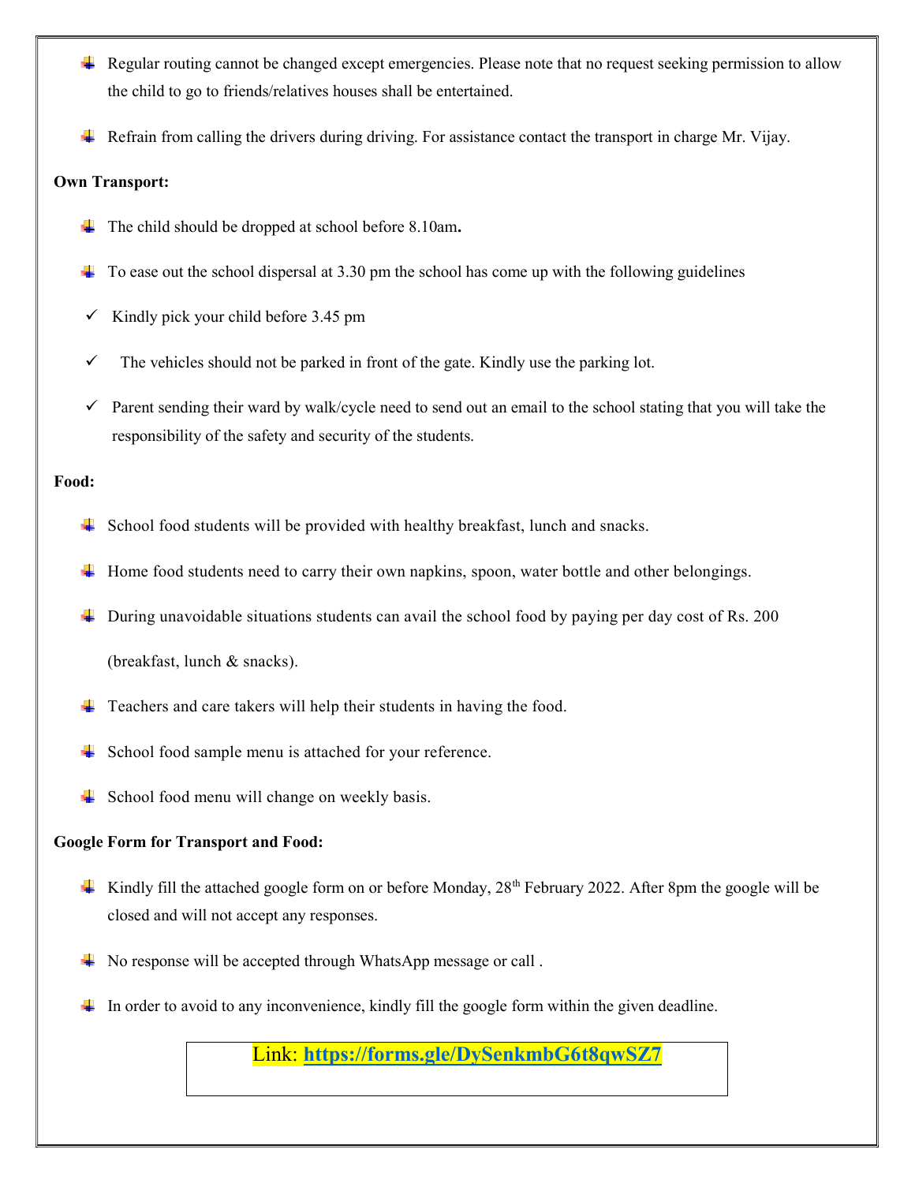- Regular routing cannot be changed except emergencies. Please note that no request seeking permission to allow the child to go to friends/relatives houses shall be entertained.
- Refrain from calling the drivers during driving. For assistance contact the transport in charge Mr. Vijay.

**Own Transport:**

- The child should be dropped at school before 8.10am**.**
- To ease out the school dispersal at 3.30 pm the school has come up with the following guidelines
  - ✓ Kindly pick your child before 3.45 pm
  - ✓ The vehicles should not be parked in front of the gate. Kindly use the parking lot.
  - ✓ Parent sending their ward by walk/cycle need to send out an email to the school stating that you will take the responsibility of the safety and security of the students.

**Food:**

- School food students will be provided with healthy breakfast, lunch and snacks.
- Home food students need to carry their own napkins, spoon, water bottle and other belongings.
- During unavoidable situations students can avail the school food by paying per day cost of Rs. 200 (breakfast, lunch & snacks).
- Teachers and care takers will help their students in having the food.
- School food sample menu is attached for your reference.
- School food menu will change on weekly basis.

**Google Form for Transport and Food:**

- Kindly fill the attached google form on or before Monday, 28th February 2022. After 8pm the google will be closed and will not accept any responses.
- No response will be accepted through WhatsApp message or call .
- In order to avoid to any inconvenience, kindly fill the google form within the given deadline.

Link: **https://forms.gle/DySenkmbG6t8qwSZ7**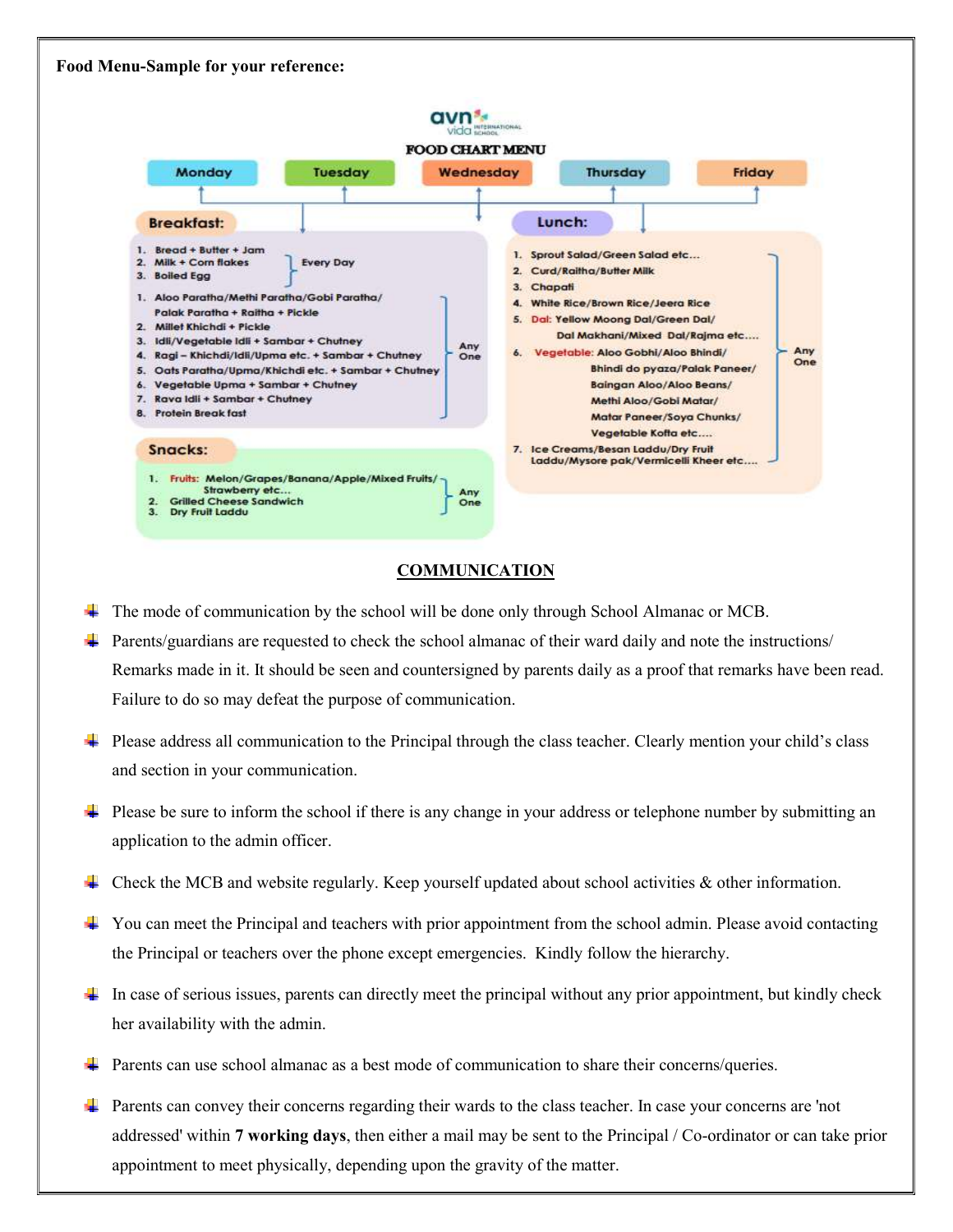**Food Menu-Sample for your reference:**

avn vida INTERNATIONAL SCHOOL

**FOOD CHART MENU**

Monday | Tuesday | Wednesday | Thursday | Friday

**Breakfast:**

Every Day:

1. Bread + Butter + Jam
2. Milk + Corn flakes
3. Boiled Egg

Any One:

1. Aloo Paratha/Methi Paratha/Gobi Paratha/Palak Paratha + Raitha + Pickle
2. Millet Khichdi + Pickle
3. Idli/Vegetable Idli + Sambar + Chutney
4. Ragi – Khichdi/Idli/Upma etc. + Sambar + Chutney
5. Oats Paratha/Upma/Khichdi etc. + Sambar + Chutney
6. Vegetable Upma + Sambar + Chutney
7. Rava Idli + Sambar + Chutney
8. Protein Break fast

**Snacks:**

Any One:

1. Fruits: Melon/Grapes/Banana/Apple/Mixed Fruits/Strawberry etc…
2. Grilled Cheese Sandwich
3. Dry Fruit Laddu

**Lunch:**

Any One:

1. Sprout Salad/Green Salad etc…
2. Curd/Raitha/Butter Milk
3. Chapati
4. White Rice/Brown Rice/Jeera Rice
5. Dal: Yellow Moong Dal/Green Dal/Dal Makhani/Mixed Dal/Rajma etc….
6. Vegetable: Aloo Gobhi/Aloo Bhindi/Bhindi do pyaza/Palak Paneer/Baingan Aloo/Aloo Beans/Methi Aloo/Gobi Matar/Matar Paneer/Soya Chunks/Vegetable Kofta etc….
7. Ice Creams/Besan Laddu/Dry Fruit Laddu/Mysore pak/Vermicelli Kheer etc….

## COMMUNICATION

- The mode of communication by the school will be done only through School Almanac or MCB.
- Parents/guardians are requested to check the school almanac of their ward daily and note the instructions/ Remarks made in it. It should be seen and countersigned by parents daily as a proof that remarks have been read. Failure to do so may defeat the purpose of communication.
- Please address all communication to the Principal through the class teacher. Clearly mention your child's class and section in your communication.
- Please be sure to inform the school if there is any change in your address or telephone number by submitting an application to the admin officer.
- Check the MCB and website regularly. Keep yourself updated about school activities & other information.
- You can meet the Principal and teachers with prior appointment from the school admin. Please avoid contacting the Principal or teachers over the phone except emergencies. Kindly follow the hierarchy.
- In case of serious issues, parents can directly meet the principal without any prior appointment, but kindly check her availability with the admin.
- Parents can use school almanac as a best mode of communication to share their concerns/queries.
- Parents can convey their concerns regarding their wards to the class teacher. In case your concerns are 'not addressed' within **7 working days**, then either a mail may be sent to the Principal / Co-ordinator or can take prior appointment to meet physically, depending upon the gravity of the matter.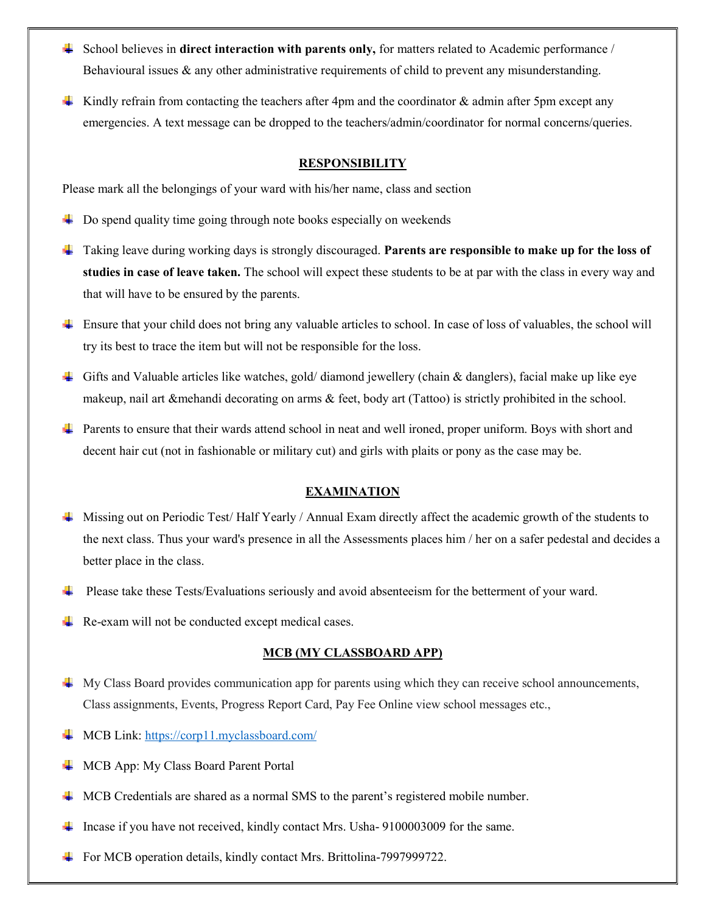- School believes in **direct interaction with parents only,** for matters related to Academic performance / Behavioural issues & any other administrative requirements of child to prevent any misunderstanding.
- Kindly refrain from contacting the teachers after 4pm and the coordinator & admin after 5pm except any emergencies. A text message can be dropped to the teachers/admin/coordinator for normal concerns/queries.

## RESPONSIBILITY

Please mark all the belongings of your ward with his/her name, class and section

- Do spend quality time going through note books especially on weekends
- Taking leave during working days is strongly discouraged. **Parents are responsible to make up for the loss of studies in case of leave taken.** The school will expect these students to be at par with the class in every way and that will have to be ensured by the parents.
- Ensure that your child does not bring any valuable articles to school. In case of loss of valuables, the school will try its best to trace the item but will not be responsible for the loss.
- Gifts and Valuable articles like watches, gold/ diamond jewellery (chain & danglers), facial make up like eye makeup, nail art &mehandi decorating on arms & feet, body art (Tattoo) is strictly prohibited in the school.
- Parents to ensure that their wards attend school in neat and well ironed, proper uniform. Boys with short and decent hair cut (not in fashionable or military cut) and girls with plaits or pony as the case may be.

## EXAMINATION

- Missing out on Periodic Test/ Half Yearly / Annual Exam directly affect the academic growth of the students to the next class. Thus your ward's presence in all the Assessments places him / her on a safer pedestal and decides a better place in the class.
- Please take these Tests/Evaluations seriously and avoid absenteeism for the betterment of your ward.
- Re-exam will not be conducted except medical cases.

## MCB (MY CLASSBOARD APP)

- My Class Board provides communication app for parents using which they can receive school announcements, Class assignments, Events, Progress Report Card, Pay Fee Online view school messages etc.,
- MCB Link: https://corp11.myclassboard.com/
- MCB App: My Class Board Parent Portal
- MCB Credentials are shared as a normal SMS to the parent's registered mobile number.
- Incase if you have not received, kindly contact Mrs. Usha- 9100003009 for the same.
- For MCB operation details, kindly contact Mrs. Brittolina-7997999722.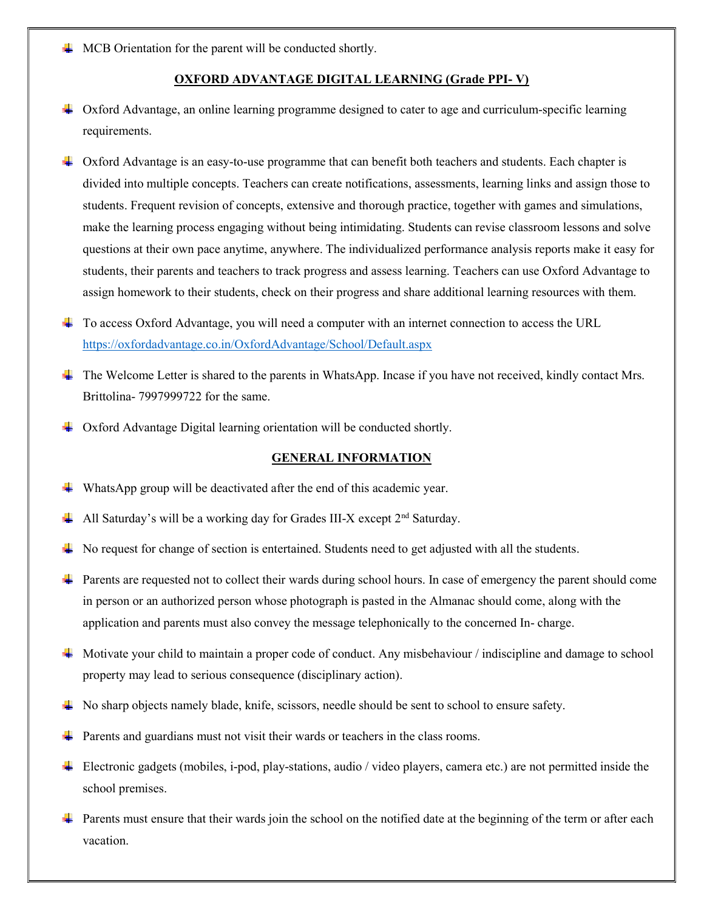- MCB Orientation for the parent will be conducted shortly.

## OXFORD ADVANTAGE DIGITAL LEARNING (Grade PPI- V)

- Oxford Advantage, an online learning programme designed to cater to age and curriculum-specific learning requirements.
- Oxford Advantage is an easy-to-use programme that can benefit both teachers and students. Each chapter is divided into multiple concepts. Teachers can create notifications, assessments, learning links and assign those to students. Frequent revision of concepts, extensive and thorough practice, together with games and simulations, make the learning process engaging without being intimidating. Students can revise classroom lessons and solve questions at their own pace anytime, anywhere. The individualized performance analysis reports make it easy for students, their parents and teachers to track progress and assess learning. Teachers can use Oxford Advantage to assign homework to their students, check on their progress and share additional learning resources with them.
- To access Oxford Advantage, you will need a computer with an internet connection to access the URL https://oxfordadvantage.co.in/OxfordAdvantage/School/Default.aspx
- The Welcome Letter is shared to the parents in WhatsApp. Incase if you have not received, kindly contact Mrs. Brittolina- 7997999722 for the same.
- Oxford Advantage Digital learning orientation will be conducted shortly.

## GENERAL INFORMATION

- WhatsApp group will be deactivated after the end of this academic year.
- All Saturday's will be a working day for Grades III-X except 2nd Saturday.
- No request for change of section is entertained. Students need to get adjusted with all the students.
- Parents are requested not to collect their wards during school hours. In case of emergency the parent should come in person or an authorized person whose photograph is pasted in the Almanac should come, along with the application and parents must also convey the message telephonically to the concerned In- charge.
- Motivate your child to maintain a proper code of conduct. Any misbehaviour / indiscipline and damage to school property may lead to serious consequence (disciplinary action).
- No sharp objects namely blade, knife, scissors, needle should be sent to school to ensure safety.
- Parents and guardians must not visit their wards or teachers in the class rooms.
- Electronic gadgets (mobiles, i-pod, play-stations, audio / video players, camera etc.) are not permitted inside the school premises.
- Parents must ensure that their wards join the school on the notified date at the beginning of the term or after each vacation.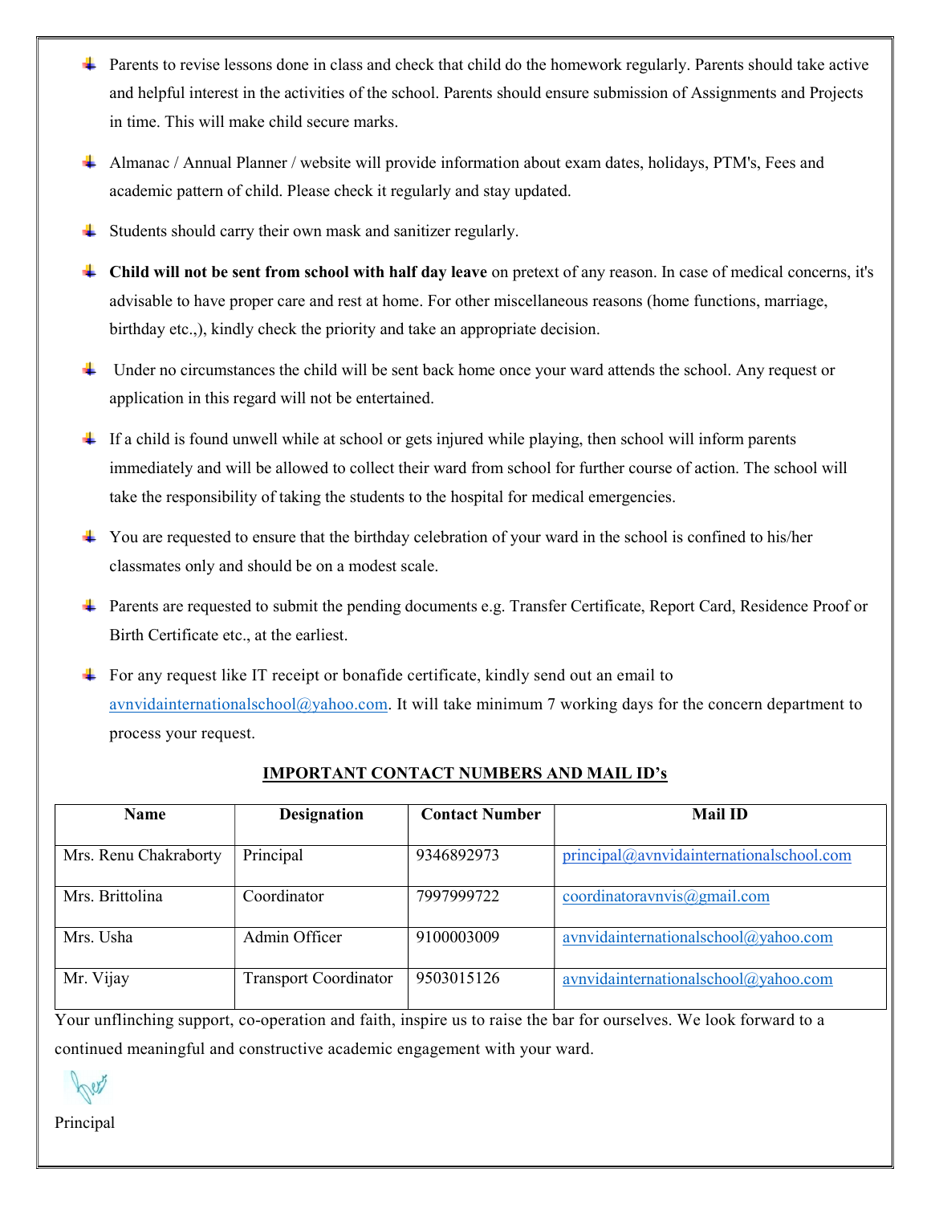- Parents to revise lessons done in class and check that child do the homework regularly. Parents should take active and helpful interest in the activities of the school. Parents should ensure submission of Assignments and Projects in time. This will make child secure marks.
- Almanac / Annual Planner / website will provide information about exam dates, holidays, PTM's, Fees and academic pattern of child. Please check it regularly and stay updated.
- Students should carry their own mask and sanitizer regularly.
- **Child will not be sent from school with half day leave** on pretext of any reason. In case of medical concerns, it's advisable to have proper care and rest at home. For other miscellaneous reasons (home functions, marriage, birthday etc.,), kindly check the priority and take an appropriate decision.
- Under no circumstances the child will be sent back home once your ward attends the school. Any request or application in this regard will not be entertained.
- If a child is found unwell while at school or gets injured while playing, then school will inform parents immediately and will be allowed to collect their ward from school for further course of action. The school will take the responsibility of taking the students to the hospital for medical emergencies.
- You are requested to ensure that the birthday celebration of your ward in the school is confined to his/her classmates only and should be on a modest scale.
- Parents are requested to submit the pending documents e.g. Transfer Certificate, Report Card, Residence Proof or Birth Certificate etc., at the earliest.
- For any request like IT receipt or bonafide certificate, kindly send out an email to avnvidainternationalschool@yahoo.com. It will take minimum 7 working days for the concern department to process your request.

## IMPORTANT CONTACT NUMBERS AND MAIL ID's

| Name | Designation | Contact Number | Mail ID |
|---|---|---|---|
| Mrs. Renu Chakraborty | Principal | 9346892973 | principal@avnvidainternationalschool.com |
| Mrs. Brittolina | Coordinator | 7997999722 | coordinatoravnvis@gmail.com |
| Mrs. Usha | Admin Officer | 9100003009 | avnvidainternationalschool@yahoo.com |
| Mr. Vijay | Transport Coordinator | 9503015126 | avnvidainternationalschool@yahoo.com |

Your unflinching support, co-operation and faith, inspire us to raise the bar for ourselves. We look forward to a continued meaningful and constructive academic engagement with your ward.

Principal